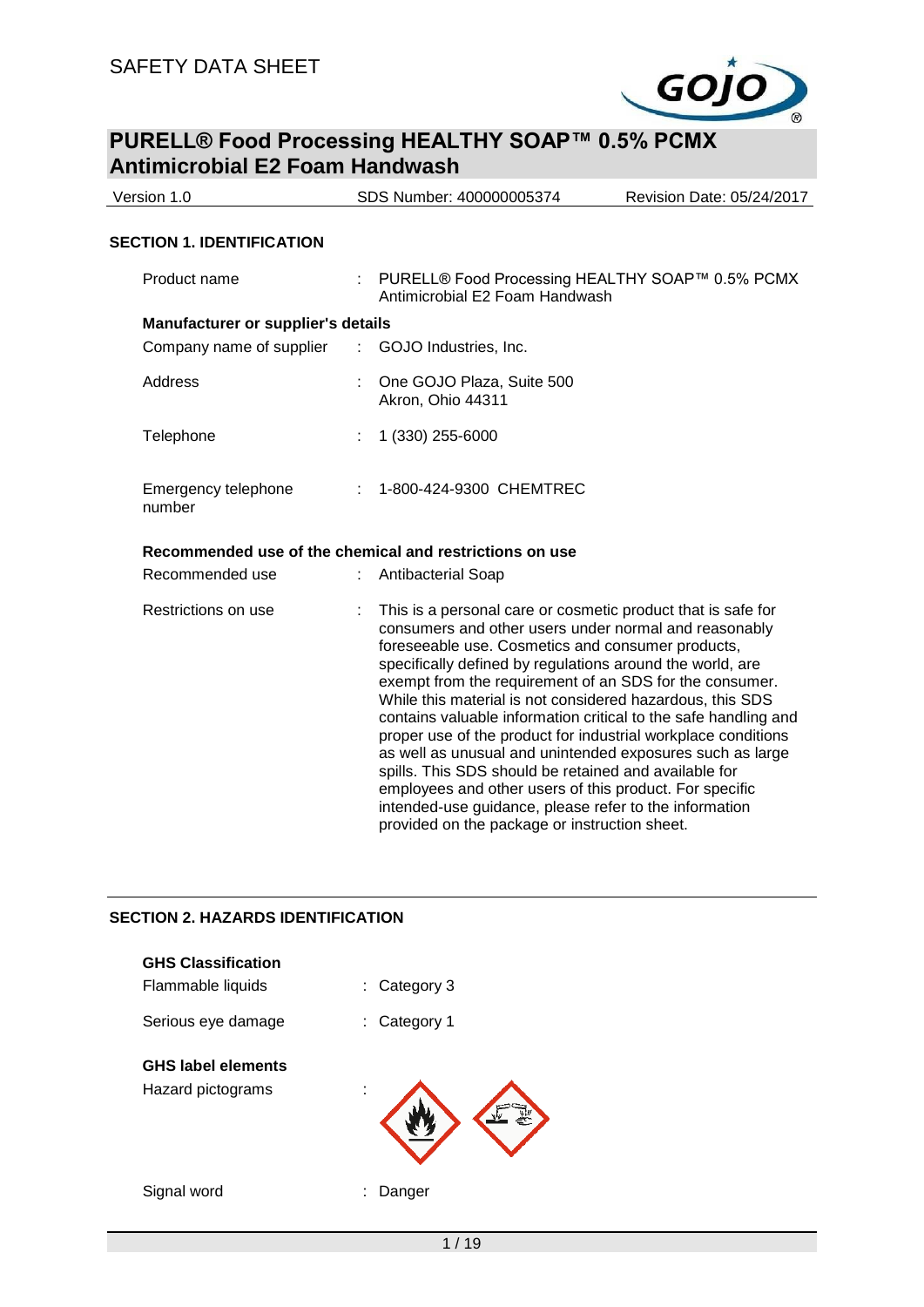SAFETY DATA SHEET

# PURELL® Food Processing HEALTHY SOAP™ 0.5% PCMX Antimicrobial E2 Foam Handwash

| Version 1.0 | SDS Number: 400000005374 | Revision Date: 05/24/2017 |
| --- | --- | --- |

## SECTION 1. IDENTIFICATION

Product name : PURELL® Food Processing HEALTHY SOAP™ 0.5% PCMX Antimicrobial E2 Foam Handwash

**Manufacturer or supplier's details**

Company name of supplier : GOJO Industries, Inc.

Address : One GOJO Plaza, Suite 500
Akron, Ohio 44311

Telephone : 1 (330) 255-6000

Emergency telephone number : 1-800-424-9300 CHEMTREC

**Recommended use of the chemical and restrictions on use**

Recommended use : Antibacterial Soap

Restrictions on use : This is a personal care or cosmetic product that is safe for consumers and other users under normal and reasonably foreseeable use. Cosmetics and consumer products, specifically defined by regulations around the world, are exempt from the requirement of an SDS for the consumer. While this material is not considered hazardous, this SDS contains valuable information critical to the safe handling and proper use of the product for industrial workplace conditions as well as unusual and unintended exposures such as large spills. This SDS should be retained and available for employees and other users of this product. For specific intended-use guidance, please refer to the information provided on the package or instruction sheet.

## SECTION 2. HAZARDS IDENTIFICATION

**GHS Classification**

Flammable liquids : Category 3

Serious eye damage : Category 1

**GHS label elements**

Hazard pictograms :

Signal word : Danger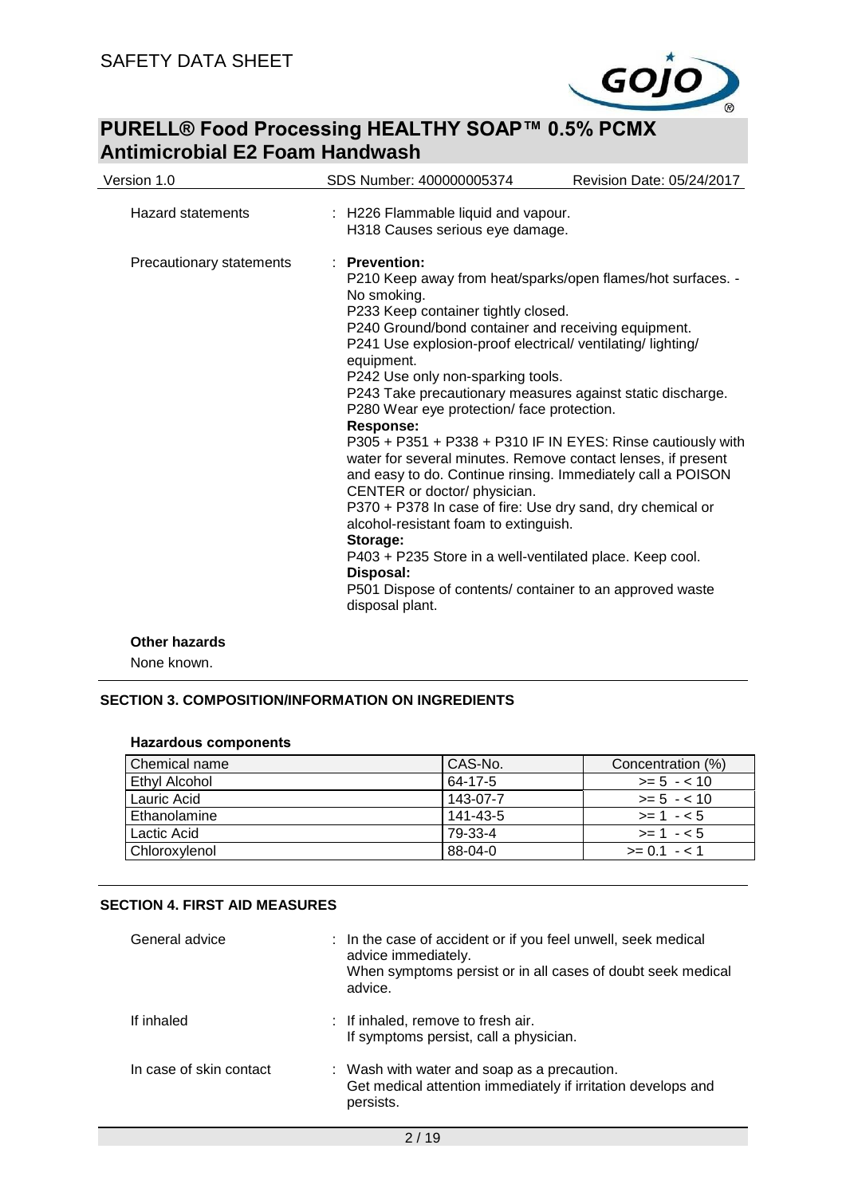| | |
|---|---|
| Hazard statements | : H226 Flammable liquid and vapour.<br>H318 Causes serious eye damage. |
| Precautionary statements | : **Prevention:**<br>P210 Keep away from heat/sparks/open flames/hot surfaces. - No smoking.<br>P233 Keep container tightly closed.<br>P240 Ground/bond container and receiving equipment.<br>P241 Use explosion-proof electrical/ ventilating/ lighting/ equipment.<br>P242 Use only non-sparking tools.<br>P243 Take precautionary measures against static discharge.<br>P280 Wear eye protection/ face protection.<br>**Response:**<br>P305 + P351 + P338 + P310 IF IN EYES: Rinse cautiously with water for several minutes. Remove contact lenses, if present and easy to do. Continue rinsing. Immediately call a POISON CENTER or doctor/ physician.<br>P370 + P378 In case of fire: Use dry sand, dry chemical or alcohol-resistant foam to extinguish.<br>**Storage:**<br>P403 + P235 Store in a well-ventilated place. Keep cool.<br>**Disposal:**<br>P501 Dispose of contents/ container to an approved waste disposal plant. |

**Other hazards**

None known.

## SECTION 3. COMPOSITION/INFORMATION ON INGREDIENTS

**Hazardous components**

| Chemical name | CAS-No. | Concentration (%) |
|---|---|---|
| Ethyl Alcohol | 64-17-5 | >= 5 - < 10 |
| Lauric Acid | 143-07-7 | >= 5 - < 10 |
| Ethanolamine | 141-43-5 | >= 1 - < 5 |
| Lactic Acid | 79-33-4 | >= 1 - < 5 |
| Chloroxylenol | 88-04-0 | >= 0.1 - < 1 |

## SECTION 4. FIRST AID MEASURES

| | |
|---|---|
| General advice | : In the case of accident or if you feel unwell, seek medical advice immediately.<br>When symptoms persist or in all cases of doubt seek medical advice. |
| If inhaled | : If inhaled, remove to fresh air.<br>If symptoms persist, call a physician. |
| In case of skin contact | : Wash with water and soap as a precaution.<br>Get medical attention immediately if irritation develops and persists. |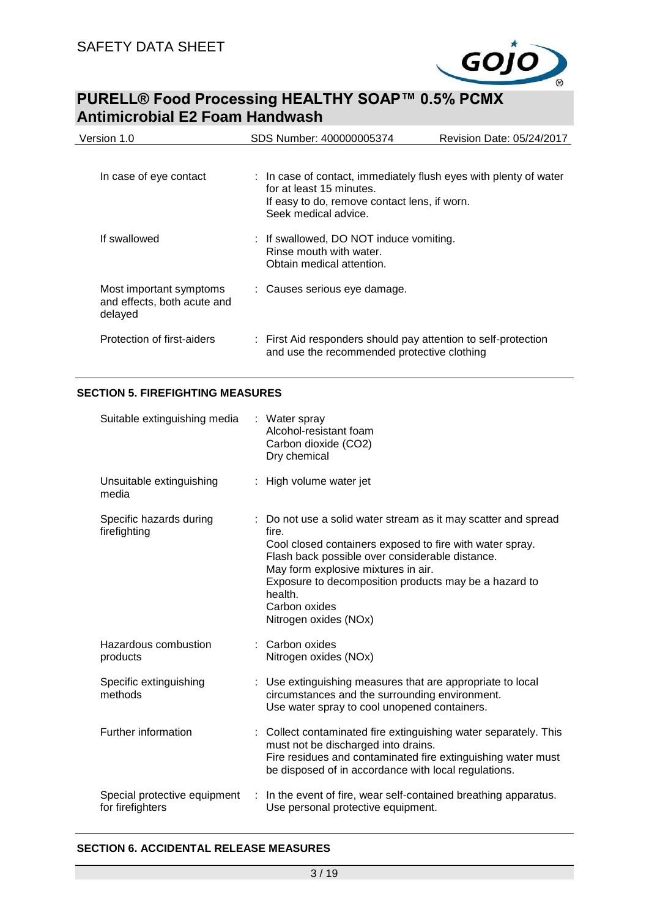| | |
|---|---|
| In case of eye contact | : In case of contact, immediately flush eyes with plenty of water for at least 15 minutes.<br>If easy to do, remove contact lens, if worn.<br>Seek medical advice. |
| If swallowed | : If swallowed, DO NOT induce vomiting.<br>Rinse mouth with water.<br>Obtain medical attention. |
| Most important symptoms and effects, both acute and delayed | : Causes serious eye damage. |
| Protection of first-aiders | : First Aid responders should pay attention to self-protection and use the recommended protective clothing |

## SECTION 5. FIREFIGHTING MEASURES

| | |
|---|---|
| Suitable extinguishing media | : Water spray<br>Alcohol-resistant foam<br>Carbon dioxide ($CO_2$)<br>Dry chemical |
| Unsuitable extinguishing media | : High volume water jet |
| Specific hazards during firefighting | : Do not use a solid water stream as it may scatter and spread fire.<br>Cool closed containers exposed to fire with water spray.<br>Flash back possible over considerable distance.<br>May form explosive mixtures in air.<br>Exposure to decomposition products may be a hazard to health.<br>Carbon oxides<br>Nitrogen oxides (NOx) |
| Hazardous combustion products | : Carbon oxides<br>Nitrogen oxides (NOx) |
| Specific extinguishing methods | : Use extinguishing measures that are appropriate to local circumstances and the surrounding environment.<br>Use water spray to cool unopened containers. |
| Further information | : Collect contaminated fire extinguishing water separately. This must not be discharged into drains.<br>Fire residues and contaminated fire extinguishing water must be disposed of in accordance with local regulations. |
| Special protective equipment for firefighters | : In the event of fire, wear self-contained breathing apparatus.<br>Use personal protective equipment. |

## SECTION 6. ACCIDENTAL RELEASE MEASURES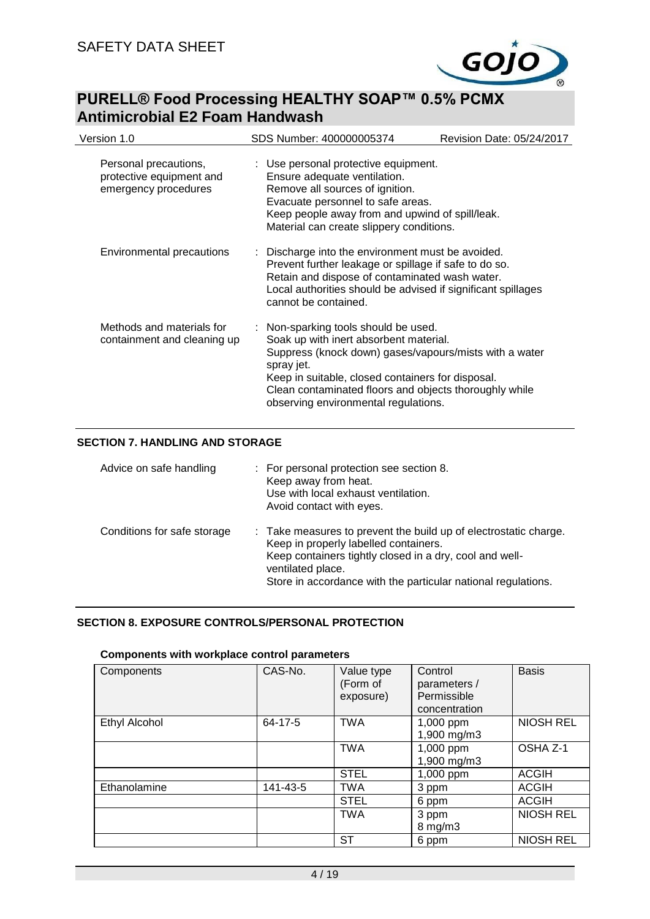| | |
|---|---|
| Personal precautions, protective equipment and emergency procedures | : Use personal protective equipment.<br>Ensure adequate ventilation.<br>Remove all sources of ignition.<br>Evacuate personnel to safe areas.<br>Keep people away from and upwind of spill/leak.<br>Material can create slippery conditions. |
| Environmental precautions | : Discharge into the environment must be avoided.<br>Prevent further leakage or spillage if safe to do so.<br>Retain and dispose of contaminated wash water.<br>Local authorities should be advised if significant spillages cannot be contained. |
| Methods and materials for containment and cleaning up | : Non-sparking tools should be used.<br>Soak up with inert absorbent material.<br>Suppress (knock down) gases/vapours/mists with a water spray jet.<br>Keep in suitable, closed containers for disposal.<br>Clean contaminated floors and objects thoroughly while observing environmental regulations. |

## SECTION 7. HANDLING AND STORAGE

| | |
|---|---|
| Advice on safe handling | : For personal protection see section 8.<br>Keep away from heat.<br>Use with local exhaust ventilation.<br>Avoid contact with eyes. |
| Conditions for safe storage | : Take measures to prevent the build up of electrostatic charge.<br>Keep in properly labelled containers.<br>Keep containers tightly closed in a dry, cool and well-ventilated place.<br>Store in accordance with the particular national regulations. |

## SECTION 8. EXPOSURE CONTROLS/PERSONAL PROTECTION

**Components with workplace control parameters**

| Components | CAS-No. | Value type (Form of exposure) | Control parameters / Permissible concentration | Basis |
|---|---|---|---|---|
| Ethyl Alcohol | 64-17-5 | TWA | 1,000 ppm<br>1,900 mg/m3 | NIOSH REL |
| | | TWA | 1,000 ppm<br>1,900 mg/m3 | OSHA Z-1 |
| | | STEL | 1,000 ppm | ACGIH |
| Ethanolamine | 141-43-5 | TWA | 3 ppm | ACGIH |
| | | STEL | 6 ppm | ACGIH |
| | | TWA | 3 ppm<br>8 mg/m3 | NIOSH REL |
| | | ST | 6 ppm | NIOSH REL |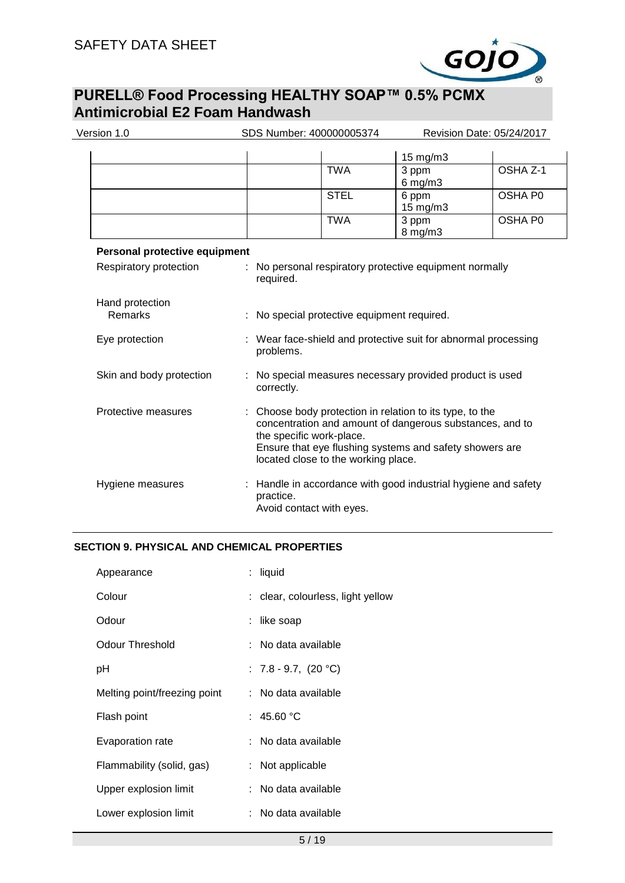| | | | | |
|---|---|---|---|---|
| | | | 15 mg/m3 | |
| | | TWA | 3 ppm<br>6 mg/m3 | OSHA Z-1 |
| | | STEL | 6 ppm<br>15 mg/m3 | OSHA P0 |
| | | TWA | 3 ppm<br>8 mg/m3 | OSHA P0 |

**Personal protective equipment**

Respiratory protection : No personal respiratory protective equipment normally required.

Hand protection
Remarks : No special protective equipment required.

Eye protection : Wear face-shield and protective suit for abnormal processing problems.

Skin and body protection : No special measures necessary provided product is used correctly.

Protective measures : Choose body protection in relation to its type, to the concentration and amount of dangerous substances, and to the specific work-place.
Ensure that eye flushing systems and safety showers are located close to the working place.

Hygiene measures : Handle in accordance with good industrial hygiene and safety practice.
Avoid contact with eyes.

## SECTION 9. PHYSICAL AND CHEMICAL PROPERTIES

Appearance : liquid

Colour : clear, colourless, light yellow

Odour : like soap

Odour Threshold : No data available

pH : 7.8 - 9.7, (20 °C)

Melting point/freezing point : No data available

Flash point : 45.60 °C

Evaporation rate : No data available

Flammability (solid, gas) : Not applicable

Upper explosion limit : No data available

Lower explosion limit : No data available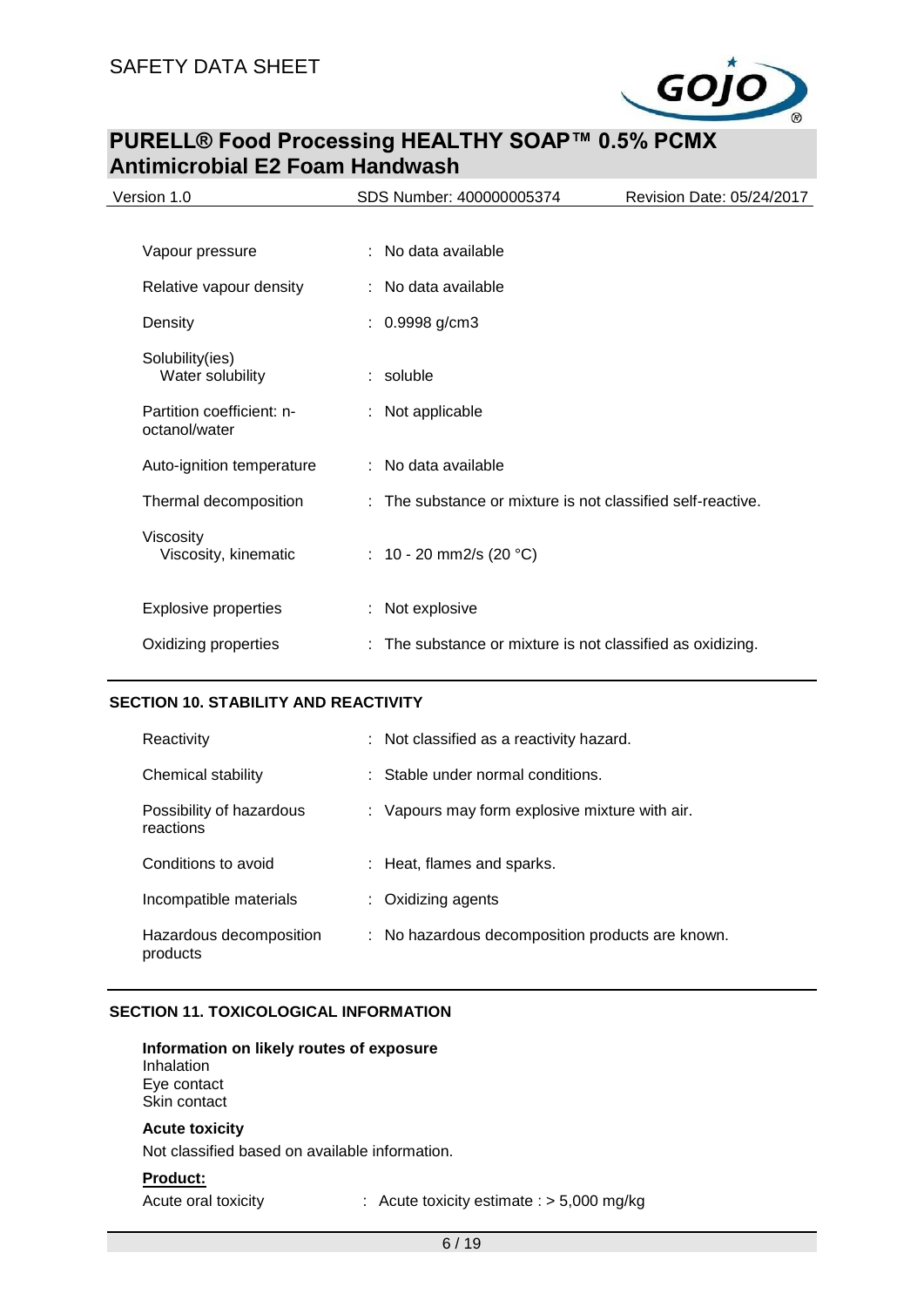| | |
|---|---|
| Vapour pressure | : No data available |
| Relative vapour density | : No data available |
| Density | : 0.9998 g/cm3 |
| Solubility(ies)<br>Water solubility | : soluble |
| Partition coefficient: n-octanol/water | : Not applicable |
| Auto-ignition temperature | : No data available |
| Thermal decomposition | : The substance or mixture is not classified self-reactive. |
| Viscosity<br>Viscosity, kinematic | : 10 - 20 mm2/s (20 °C) |
| Explosive properties | : Not explosive |
| Oxidizing properties | : The substance or mixture is not classified as oxidizing. |

## SECTION 10. STABILITY AND REACTIVITY

| | |
|---|---|
| Reactivity | : Not classified as a reactivity hazard. |
| Chemical stability | : Stable under normal conditions. |
| Possibility of hazardous reactions | : Vapours may form explosive mixture with air. |
| Conditions to avoid | : Heat, flames and sparks. |
| Incompatible materials | : Oxidizing agents |
| Hazardous decomposition products | : No hazardous decomposition products are known. |

## SECTION 11. TOXICOLOGICAL INFORMATION

**Information on likely routes of exposure**
Inhalation
Eye contact
Skin contact

**Acute toxicity**
Not classified based on available information.

**Product:**

| | |
|---|---|
| Acute oral toxicity | : Acute toxicity estimate : > 5,000 mg/kg |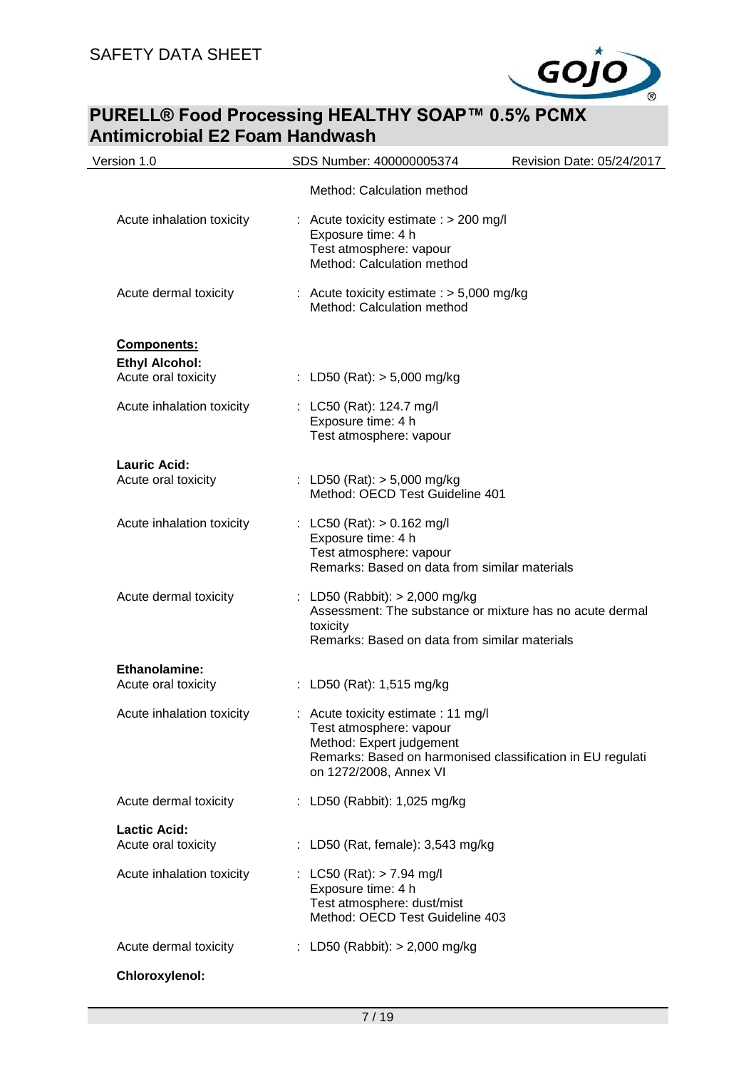Method: Calculation method

Acute inhalation toxicity : Acute toxicity estimate : > 200 mg/l
Exposure time: 4 h
Test atmosphere: vapour
Method: Calculation method

Acute dermal toxicity : Acute toxicity estimate : > 5,000 mg/kg
Method: Calculation method

**Components:**

**Ethyl Alcohol:**

Acute oral toxicity : LD50 (Rat): > 5,000 mg/kg

Acute inhalation toxicity : LC50 (Rat): 124.7 mg/l
Exposure time: 4 h
Test atmosphere: vapour

**Lauric Acid:**

Acute oral toxicity : LD50 (Rat): > 5,000 mg/kg
Method: OECD Test Guideline 401

Acute inhalation toxicity : LC50 (Rat): > 0.162 mg/l
Exposure time: 4 h
Test atmosphere: vapour
Remarks: Based on data from similar materials

Acute dermal toxicity : LD50 (Rabbit): > 2,000 mg/kg
Assessment: The substance or mixture has no acute dermal toxicity
Remarks: Based on data from similar materials

**Ethanolamine:**

Acute oral toxicity : LD50 (Rat): 1,515 mg/kg

Acute inhalation toxicity : Acute toxicity estimate : 11 mg/l
Test atmosphere: vapour
Method: Expert judgement
Remarks: Based on harmonised classification in EU regulation 1272/2008, Annex VI

Acute dermal toxicity : LD50 (Rabbit): 1,025 mg/kg

**Lactic Acid:**

Acute oral toxicity : LD50 (Rat, female): 3,543 mg/kg

Acute inhalation toxicity : LC50 (Rat): > 7.94 mg/l
Exposure time: 4 h
Test atmosphere: dust/mist
Method: OECD Test Guideline 403

Acute dermal toxicity : LD50 (Rabbit): > 2,000 mg/kg

**Chloroxylenol:**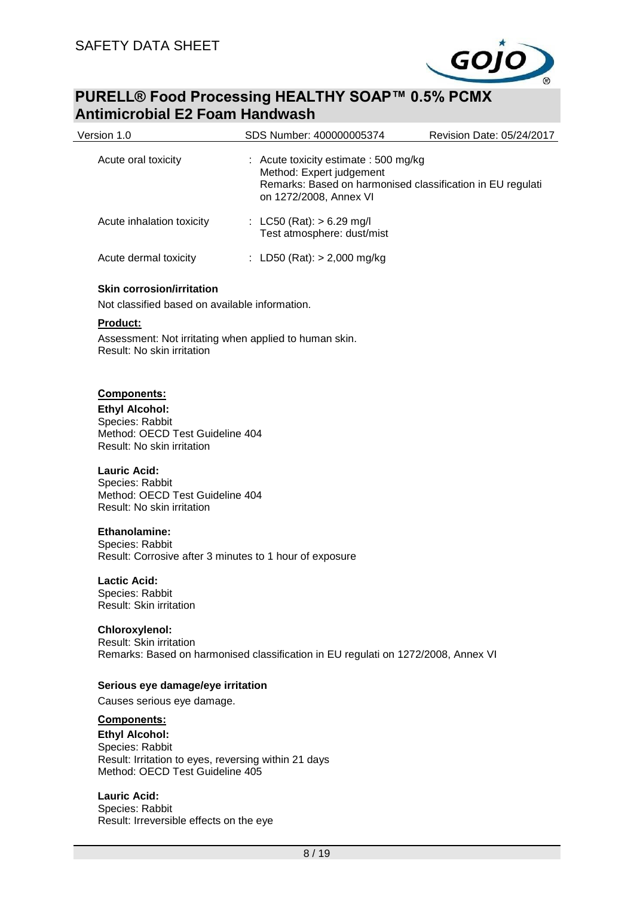| | |
|---|---|
| Acute oral toxicity | : Acute toxicity estimate : 500 mg/kg<br>Method: Expert judgement<br>Remarks: Based on harmonised classification in EU regulati on 1272/2008, Annex VI |
| Acute inhalation toxicity | : LC50 (Rat): > 6.29 mg/l<br>Test atmosphere: dust/mist |
| Acute dermal toxicity | : LD50 (Rat): > 2,000 mg/kg |

**Skin corrosion/irritation**

Not classified based on available information.

**Product:**

Assessment: Not irritating when applied to human skin.
Result: No skin irritation

**Components:**

**Ethyl Alcohol:**
Species: Rabbit
Method: OECD Test Guideline 404
Result: No skin irritation

**Lauric Acid:**
Species: Rabbit
Method: OECD Test Guideline 404
Result: No skin irritation

**Ethanolamine:**
Species: Rabbit
Result: Corrosive after 3 minutes to 1 hour of exposure

**Lactic Acid:**
Species: Rabbit
Result: Skin irritation

**Chloroxylenol:**
Result: Skin irritation
Remarks: Based on harmonised classification in EU regulati on 1272/2008, Annex VI

**Serious eye damage/eye irritation**

Causes serious eye damage.

**Components:**

**Ethyl Alcohol:**
Species: Rabbit
Result: Irritation to eyes, reversing within 21 days
Method: OECD Test Guideline 405

**Lauric Acid:**
Species: Rabbit
Result: Irreversible effects on the eye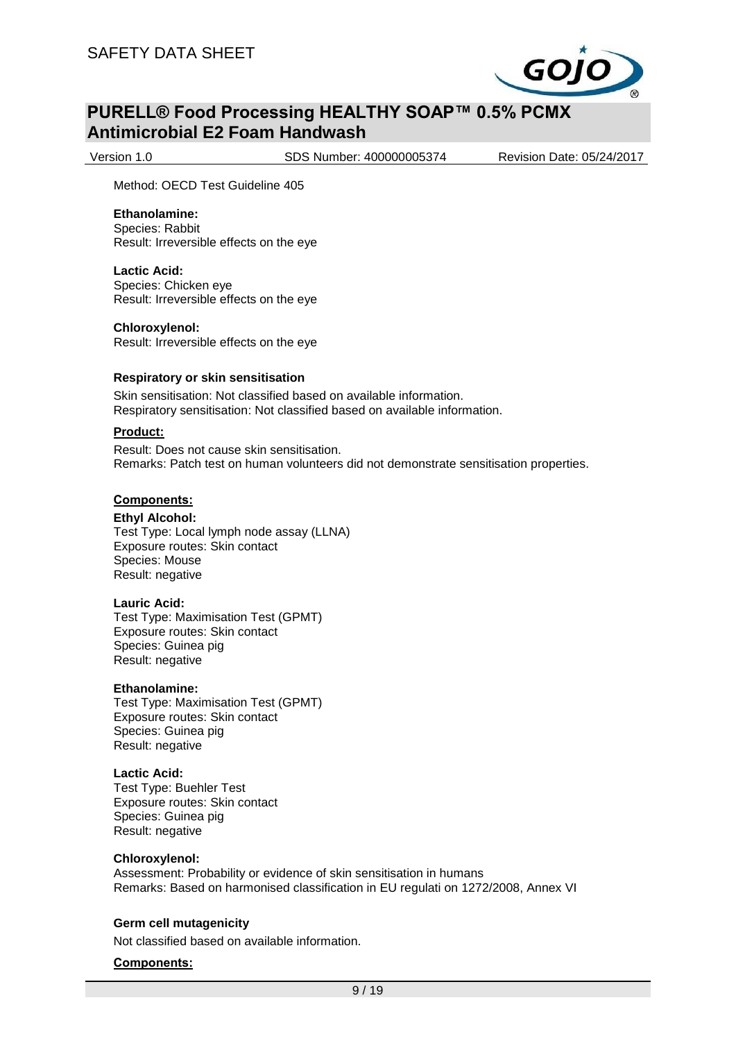Method: OECD Test Guideline 405

**Ethanolamine:**
Species: Rabbit
Result: Irreversible effects on the eye

**Lactic Acid:**
Species: Chicken eye
Result: Irreversible effects on the eye

**Chloroxylenol:**
Result: Irreversible effects on the eye

**Respiratory or skin sensitisation**

Skin sensitisation: Not classified based on available information.
Respiratory sensitisation: Not classified based on available information.

**Product:**

Result: Does not cause skin sensitisation.
Remarks: Patch test on human volunteers did not demonstrate sensitisation properties.

**Components:**

**Ethyl Alcohol:**
Test Type: Local lymph node assay (LLNA)
Exposure routes: Skin contact
Species: Mouse
Result: negative

**Lauric Acid:**
Test Type: Maximisation Test (GPMT)
Exposure routes: Skin contact
Species: Guinea pig
Result: negative

**Ethanolamine:**
Test Type: Maximisation Test (GPMT)
Exposure routes: Skin contact
Species: Guinea pig
Result: negative

**Lactic Acid:**
Test Type: Buehler Test
Exposure routes: Skin contact
Species: Guinea pig
Result: negative

**Chloroxylenol:**
Assessment: Probability or evidence of skin sensitisation in humans
Remarks: Based on harmonised classification in EU regulati on 1272/2008, Annex VI

**Germ cell mutagenicity**

Not classified based on available information.

**Components:**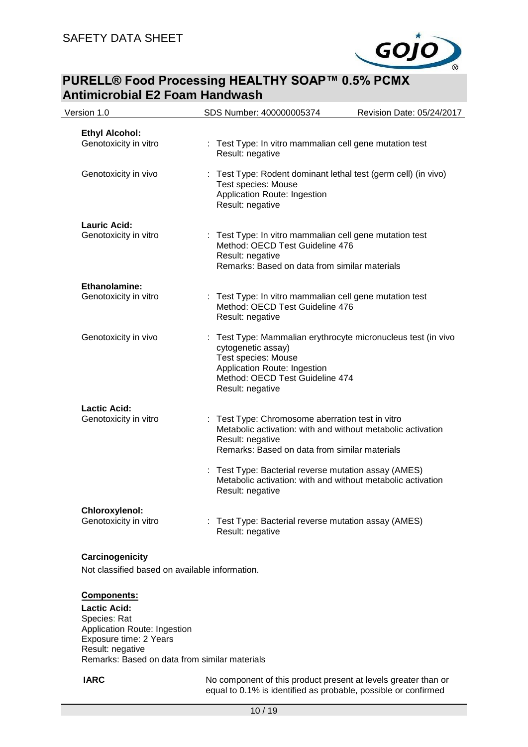**Ethyl Alcohol:**

Genotoxicity in vitro : Test Type: In vitro mammalian cell gene mutation test
Result: negative

Genotoxicity in vivo : Test Type: Rodent dominant lethal test (germ cell) (in vivo)
Test species: Mouse
Application Route: Ingestion
Result: negative

**Lauric Acid:**

Genotoxicity in vitro : Test Type: In vitro mammalian cell gene mutation test
Method: OECD Test Guideline 476
Result: negative
Remarks: Based on data from similar materials

**Ethanolamine:**

Genotoxicity in vitro : Test Type: In vitro mammalian cell gene mutation test
Method: OECD Test Guideline 476
Result: negative

Genotoxicity in vivo : Test Type: Mammalian erythrocyte micronucleus test (in vivo cytogenetic assay)
Test species: Mouse
Application Route: Ingestion
Method: OECD Test Guideline 474
Result: negative

**Lactic Acid:**

Genotoxicity in vitro : Test Type: Chromosome aberration test in vitro
Metabolic activation: with and without metabolic activation
Result: negative
Remarks: Based on data from similar materials

: Test Type: Bacterial reverse mutation assay (AMES)
Metabolic activation: with and without metabolic activation
Result: negative

**Chloroxylenol:**

Genotoxicity in vitro : Test Type: Bacterial reverse mutation assay (AMES)
Result: negative

**Carcinogenicity**

Not classified based on available information.

**Components:**

**Lactic Acid:**

Species: Rat
Application Route: Ingestion
Exposure time: 2 Years
Result: negative
Remarks: Based on data from similar materials

**IARC** No component of this product present at levels greater than or equal to 0.1% is identified as probable, possible or confirmed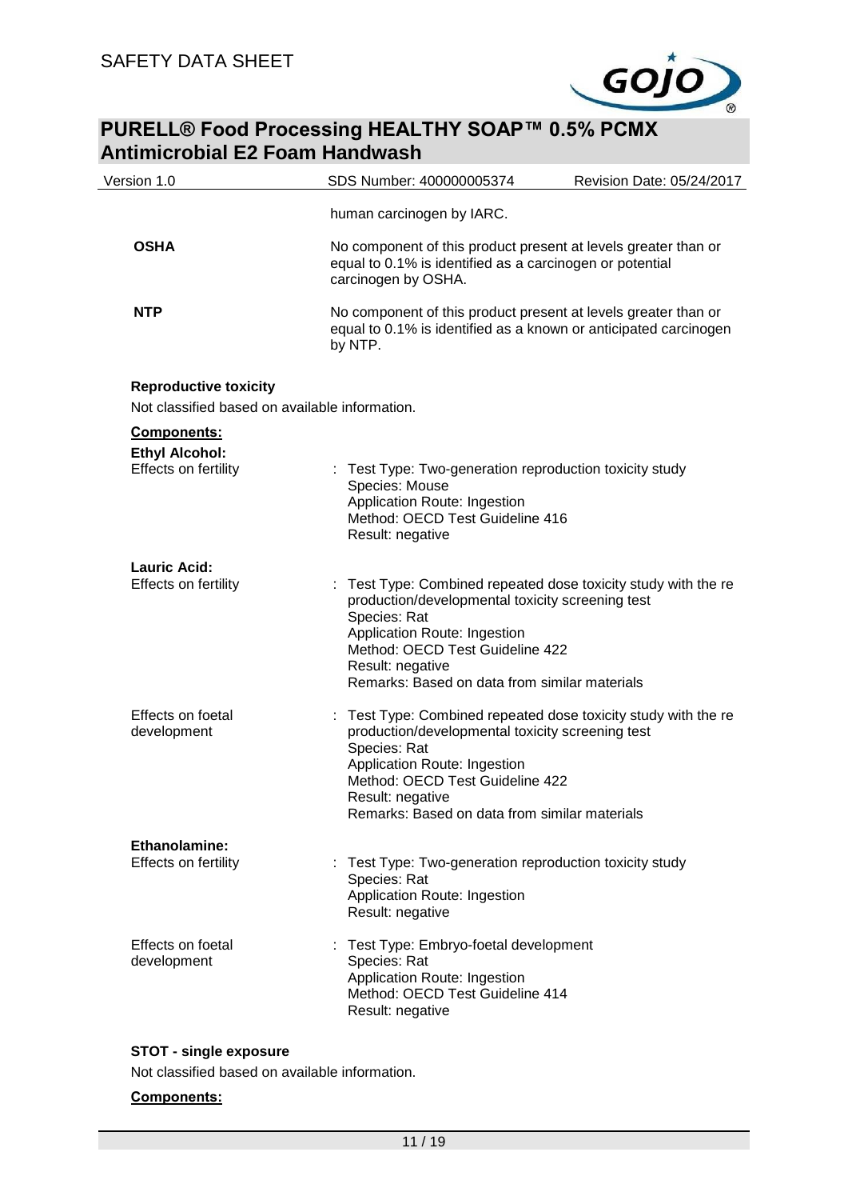human carcinogen by IARC.

**OSHA** No component of this product present at levels greater than or equal to 0.1% is identified as a carcinogen or potential carcinogen by OSHA.

**NTP** No component of this product present at levels greater than or equal to 0.1% is identified as a known or anticipated carcinogen by NTP.

**Reproductive toxicity**

Not classified based on available information.

**Components:**

**Ethyl Alcohol:**

Effects on fertility : Test Type: Two-generation reproduction toxicity study
Species: Mouse
Application Route: Ingestion
Method: OECD Test Guideline 416
Result: negative

**Lauric Acid:**

Effects on fertility : Test Type: Combined repeated dose toxicity study with the re production/developmental toxicity screening test
Species: Rat
Application Route: Ingestion
Method: OECD Test Guideline 422
Result: negative
Remarks: Based on data from similar materials

Effects on foetal development : Test Type: Combined repeated dose toxicity study with the re production/developmental toxicity screening test
Species: Rat
Application Route: Ingestion
Method: OECD Test Guideline 422
Result: negative
Remarks: Based on data from similar materials

**Ethanolamine:**

Effects on fertility : Test Type: Two-generation reproduction toxicity study
Species: Rat
Application Route: Ingestion
Result: negative

Effects on foetal development : Test Type: Embryo-foetal development
Species: Rat
Application Route: Ingestion
Method: OECD Test Guideline 414
Result: negative

**STOT - single exposure**

Not classified based on available information.

**Components:**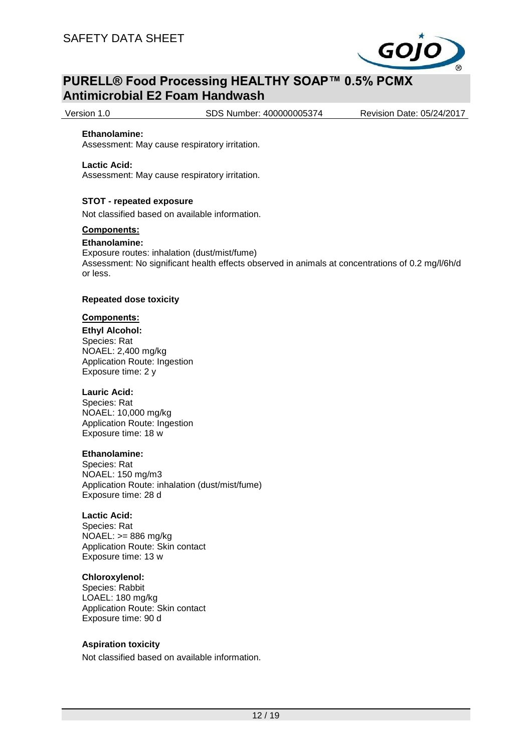**Ethanolamine:**
Assessment: May cause respiratory irritation.

**Lactic Acid:**
Assessment: May cause respiratory irritation.

**STOT - repeated exposure**

Not classified based on available information.

**Components:**

**Ethanolamine:**
Exposure routes: inhalation (dust/mist/fume)
Assessment: No significant health effects observed in animals at concentrations of 0.2 mg/l/6h/d or less.

**Repeated dose toxicity**

**Components:**

**Ethyl Alcohol:**
Species: Rat
NOAEL: 2,400 mg/kg
Application Route: Ingestion
Exposure time: 2 y

**Lauric Acid:**
Species: Rat
NOAEL: 10,000 mg/kg
Application Route: Ingestion
Exposure time: 18 w

**Ethanolamine:**
Species: Rat
NOAEL: 150 mg/m3
Application Route: inhalation (dust/mist/fume)
Exposure time: 28 d

**Lactic Acid:**
Species: Rat
NOAEL: >= 886 mg/kg
Application Route: Skin contact
Exposure time: 13 w

**Chloroxylenol:**
Species: Rabbit
LOAEL: 180 mg/kg
Application Route: Skin contact
Exposure time: 90 d

**Aspiration toxicity**

Not classified based on available information.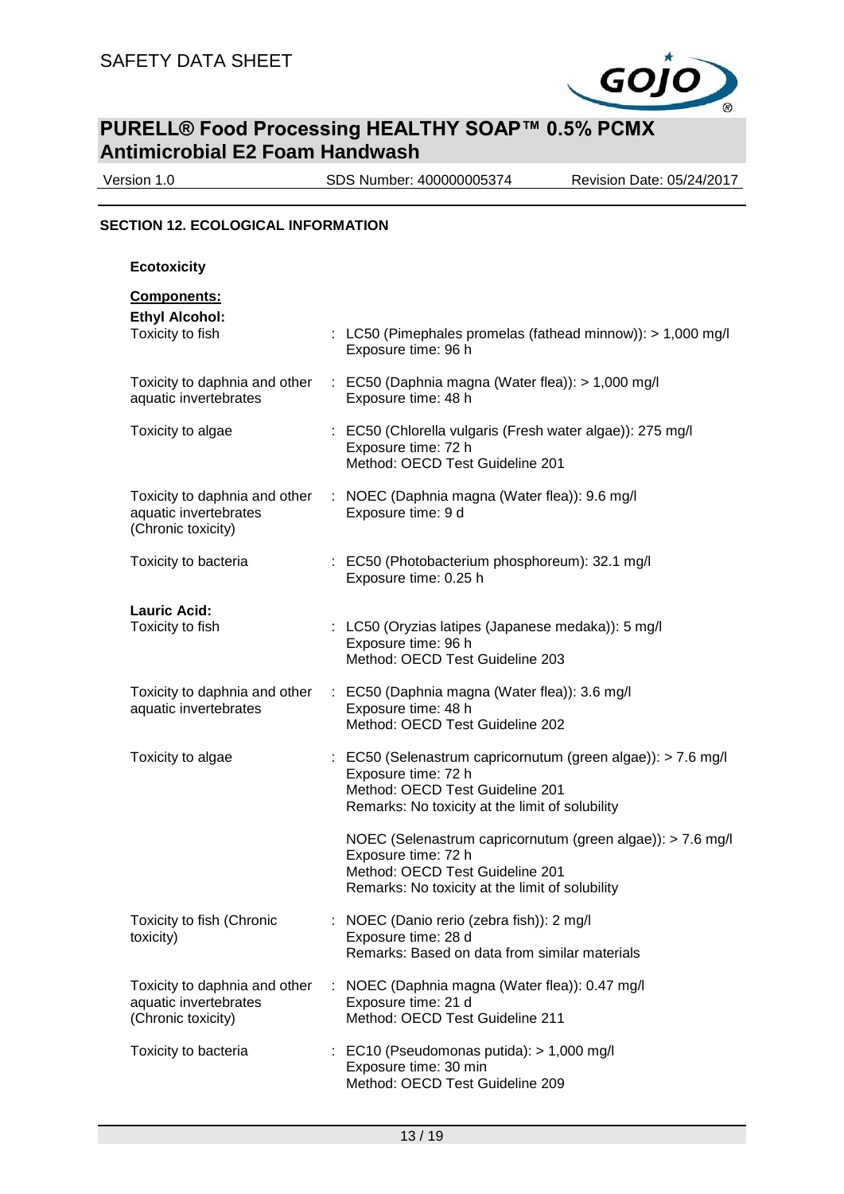## SECTION 12. ECOLOGICAL INFORMATION

### Ecotoxicity

**Components:**

**Ethyl Alcohol:**

| | |
|---|---|
| Toxicity to fish | : LC50 (Pimephales promelas (fathead minnow)): > 1,000 mg/l<br>Exposure time: 96 h |
| Toxicity to daphnia and other aquatic invertebrates | : EC50 (Daphnia magna (Water flea)): > 1,000 mg/l<br>Exposure time: 48 h |
| Toxicity to algae | : EC50 (Chlorella vulgaris (Fresh water algae)): 275 mg/l<br>Exposure time: 72 h<br>Method: OECD Test Guideline 201 |
| Toxicity to daphnia and other aquatic invertebrates (Chronic toxicity) | : NOEC (Daphnia magna (Water flea)): 9.6 mg/l<br>Exposure time: 9 d |
| Toxicity to bacteria | : EC50 (Photobacterium phosphoreum): 32.1 mg/l<br>Exposure time: 0.25 h |

**Lauric Acid:**

| | |
|---|---|
| Toxicity to fish | : LC50 (Oryzias latipes (Japanese medaka)): 5 mg/l<br>Exposure time: 96 h<br>Method: OECD Test Guideline 203 |
| Toxicity to daphnia and other aquatic invertebrates | : EC50 (Daphnia magna (Water flea)): 3.6 mg/l<br>Exposure time: 48 h<br>Method: OECD Test Guideline 202 |
| Toxicity to algae | : EC50 (Selenastrum capricornutum (green algae)): > 7.6 mg/l<br>Exposure time: 72 h<br>Method: OECD Test Guideline 201<br>Remarks: No toxicity at the limit of solubility<br><br>NOEC (Selenastrum capricornutum (green algae)): > 7.6 mg/l<br>Exposure time: 72 h<br>Method: OECD Test Guideline 201<br>Remarks: No toxicity at the limit of solubility |
| Toxicity to fish (Chronic toxicity) | : NOEC (Danio rerio (zebra fish)): 2 mg/l<br>Exposure time: 28 d<br>Remarks: Based on data from similar materials |
| Toxicity to daphnia and other aquatic invertebrates (Chronic toxicity) | : NOEC (Daphnia magna (Water flea)): 0.47 mg/l<br>Exposure time: 21 d<br>Method: OECD Test Guideline 211 |
| Toxicity to bacteria | : EC10 (Pseudomonas putida): > 1,000 mg/l<br>Exposure time: 30 min<br>Method: OECD Test Guideline 209 |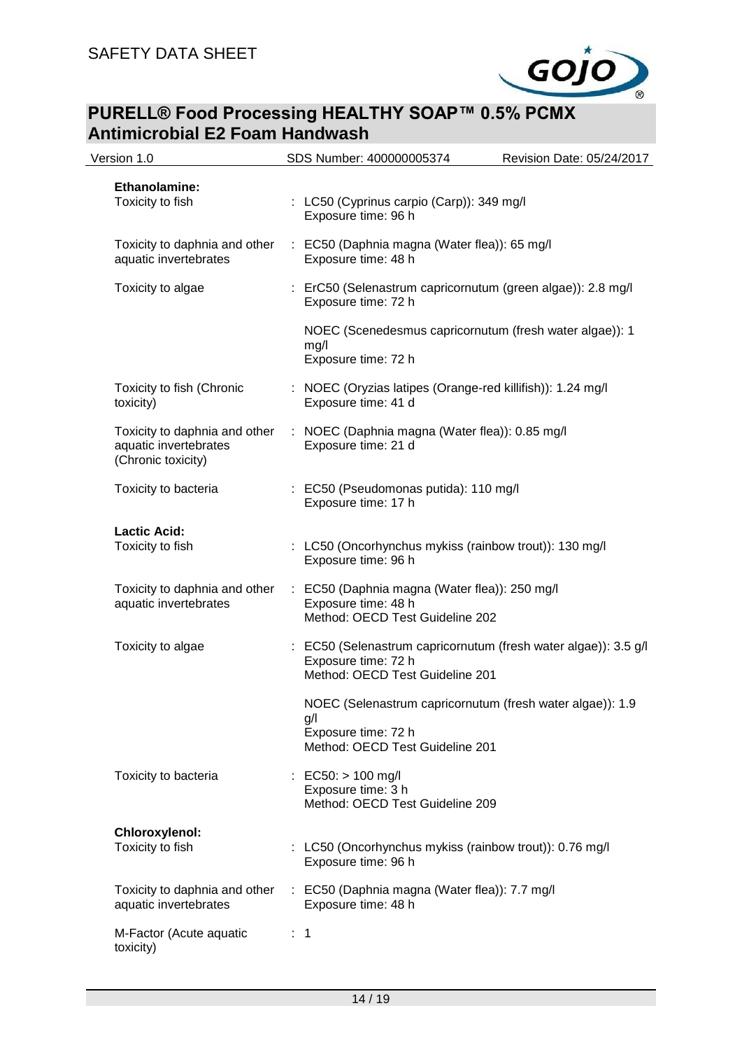**Ethanolamine:**

| | |
|---|---|
| Toxicity to fish | : LC50 (Cyprinus carpio (Carp)): 349 mg/l<br>Exposure time: 96 h |
| Toxicity to daphnia and other aquatic invertebrates | : EC50 (Daphnia magna (Water flea)): 65 mg/l<br>Exposure time: 48 h |
| Toxicity to algae | : ErC50 (Selenastrum capricornutum (green algae)): 2.8 mg/l<br>Exposure time: 72 h<br><br>NOEC (Scenedesmus capricornutum (fresh water algae)): 1 mg/l<br>Exposure time: 72 h |
| Toxicity to fish (Chronic toxicity) | : NOEC (Oryzias latipes (Orange-red killifish)): 1.24 mg/l<br>Exposure time: 41 d |
| Toxicity to daphnia and other aquatic invertebrates (Chronic toxicity) | : NOEC (Daphnia magna (Water flea)): 0.85 mg/l<br>Exposure time: 21 d |
| Toxicity to bacteria | : EC50 (Pseudomonas putida): 110 mg/l<br>Exposure time: 17 h |

**Lactic Acid:**

| | |
|---|---|
| Toxicity to fish | : LC50 (Oncorhynchus mykiss (rainbow trout)): 130 mg/l<br>Exposure time: 96 h |
| Toxicity to daphnia and other aquatic invertebrates | : EC50 (Daphnia magna (Water flea)): 250 mg/l<br>Exposure time: 48 h<br>Method: OECD Test Guideline 202 |
| Toxicity to algae | : EC50 (Selenastrum capricornutum (fresh water algae)): 3.5 g/l<br>Exposure time: 72 h<br>Method: OECD Test Guideline 201<br><br>NOEC (Selenastrum capricornutum (fresh water algae)): 1.9 g/l<br>Exposure time: 72 h<br>Method: OECD Test Guideline 201 |
| Toxicity to bacteria | : EC50: > 100 mg/l<br>Exposure time: 3 h<br>Method: OECD Test Guideline 209 |

**Chloroxylenol:**

| | |
|---|---|
| Toxicity to fish | : LC50 (Oncorhynchus mykiss (rainbow trout)): 0.76 mg/l<br>Exposure time: 96 h |
| Toxicity to daphnia and other aquatic invertebrates | : EC50 (Daphnia magna (Water flea)): 7.7 mg/l<br>Exposure time: 48 h |
| M-Factor (Acute aquatic toxicity) | : 1 |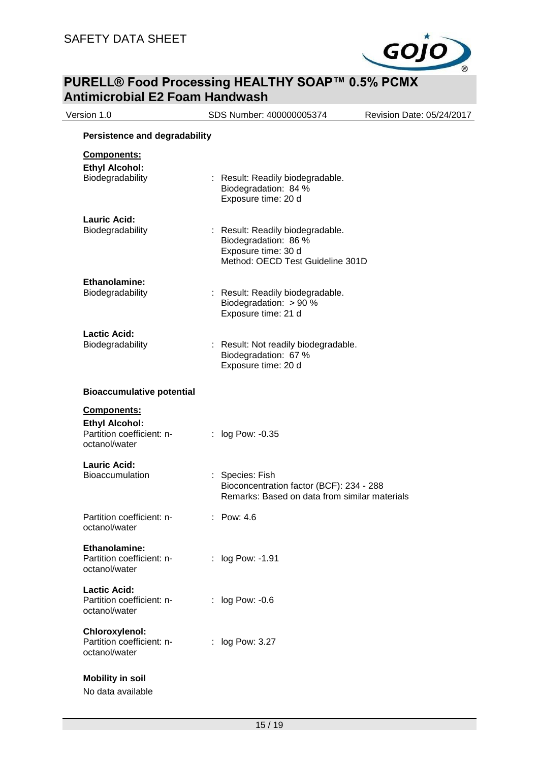**Persistence and degradability**

**Components:**

**Ethyl Alcohol:**

Biodegradability : Result: Readily biodegradable.
Biodegradation: 84 %
Exposure time: 20 d

**Lauric Acid:**

Biodegradability : Result: Readily biodegradable.
Biodegradation: 86 %
Exposure time: 30 d
Method: OECD Test Guideline 301D

**Ethanolamine:**

Biodegradability : Result: Readily biodegradable.
Biodegradation: > 90 %
Exposure time: 21 d

**Lactic Acid:**

Biodegradability : Result: Not readily biodegradable.
Biodegradation: 67 %
Exposure time: 20 d

**Bioaccumulative potential**

**Components:**

**Ethyl Alcohol:**

Partition coefficient: n-octanol/water : log Pow: -0.35

**Lauric Acid:**

Bioaccumulation : Species: Fish
Bioconcentration factor (BCF): 234 - 288
Remarks: Based on data from similar materials

Partition coefficient: n-octanol/water : Pow: 4.6

**Ethanolamine:**

Partition coefficient: n-octanol/water : log Pow: -1.91

**Lactic Acid:**

Partition coefficient: n-octanol/water : log Pow: -0.6

**Chloroxylenol:**

Partition coefficient: n-octanol/water : log Pow: 3.27

**Mobility in soil**

No data available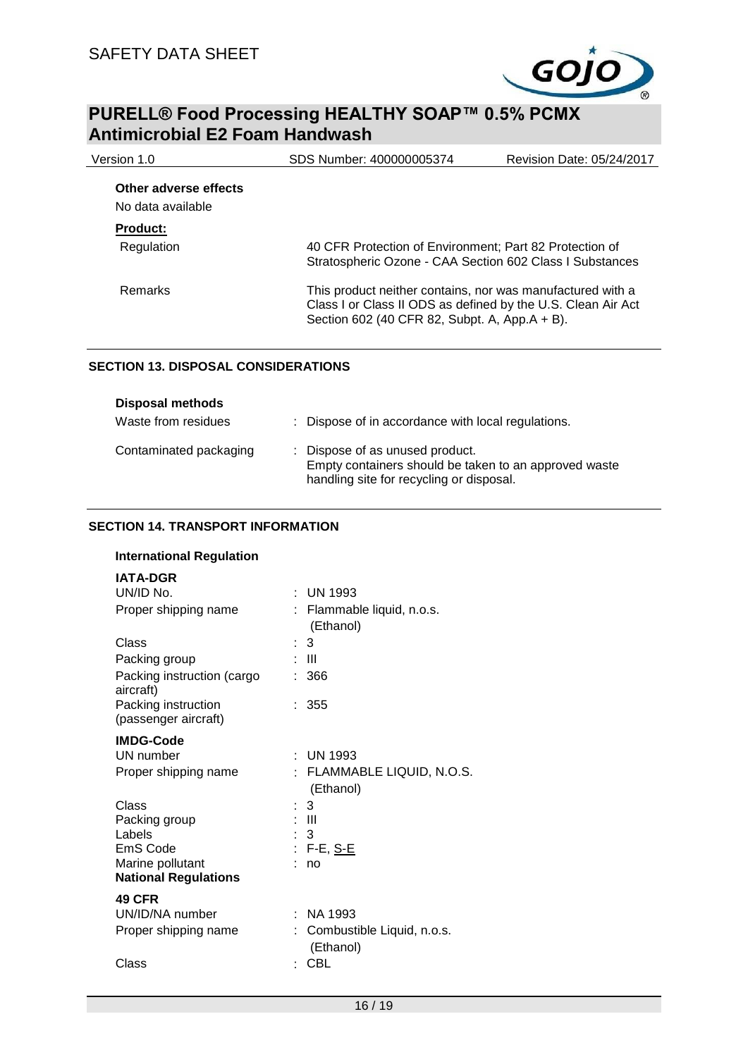**Other adverse effects**

No data available

**Product:**

| | |
|---|---|
| Regulation | 40 CFR Protection of Environment; Part 82 Protection of Stratospheric Ozone - CAA Section 602 Class I Substances |
| Remarks | This product neither contains, nor was manufactured with a Class I or Class II ODS as defined by the U.S. Clean Air Act Section 602 (40 CFR 82, Subpt. A, App.A + B). |

## SECTION 13. DISPOSAL CONSIDERATIONS

**Disposal methods**

| | |
|---|---|
| Waste from residues | : Dispose of in accordance with local regulations. |
| Contaminated packaging | : Dispose of as unused product. Empty containers should be taken to an approved waste handling site for recycling or disposal. |

## SECTION 14. TRANSPORT INFORMATION

**International Regulation**

**IATA-DGR**

| | |
|---|---|
| UN/ID No. | : UN 1993 |
| Proper shipping name | : Flammable liquid, n.o.s. (Ethanol) |
| Class | : 3 |
| Packing group | : III |
| Packing instruction (cargo aircraft) | : 366 |
| Packing instruction (passenger aircraft) | : 355 |

**IMDG-Code**

| | |
|---|---|
| UN number | : UN 1993 |
| Proper shipping name | : FLAMMABLE LIQUID, N.O.S. (Ethanol) |
| Class | : 3 |
| Packing group | : III |
| Labels | : 3 |
| EmS Code | : F-E, S-E |
| Marine pollutant | : no |

**National Regulations**

**49 CFR**

| | |
|---|---|
| UN/ID/NA number | : NA 1993 |
| Proper shipping name | : Combustible Liquid, n.o.s. (Ethanol) |
| Class | : CBL |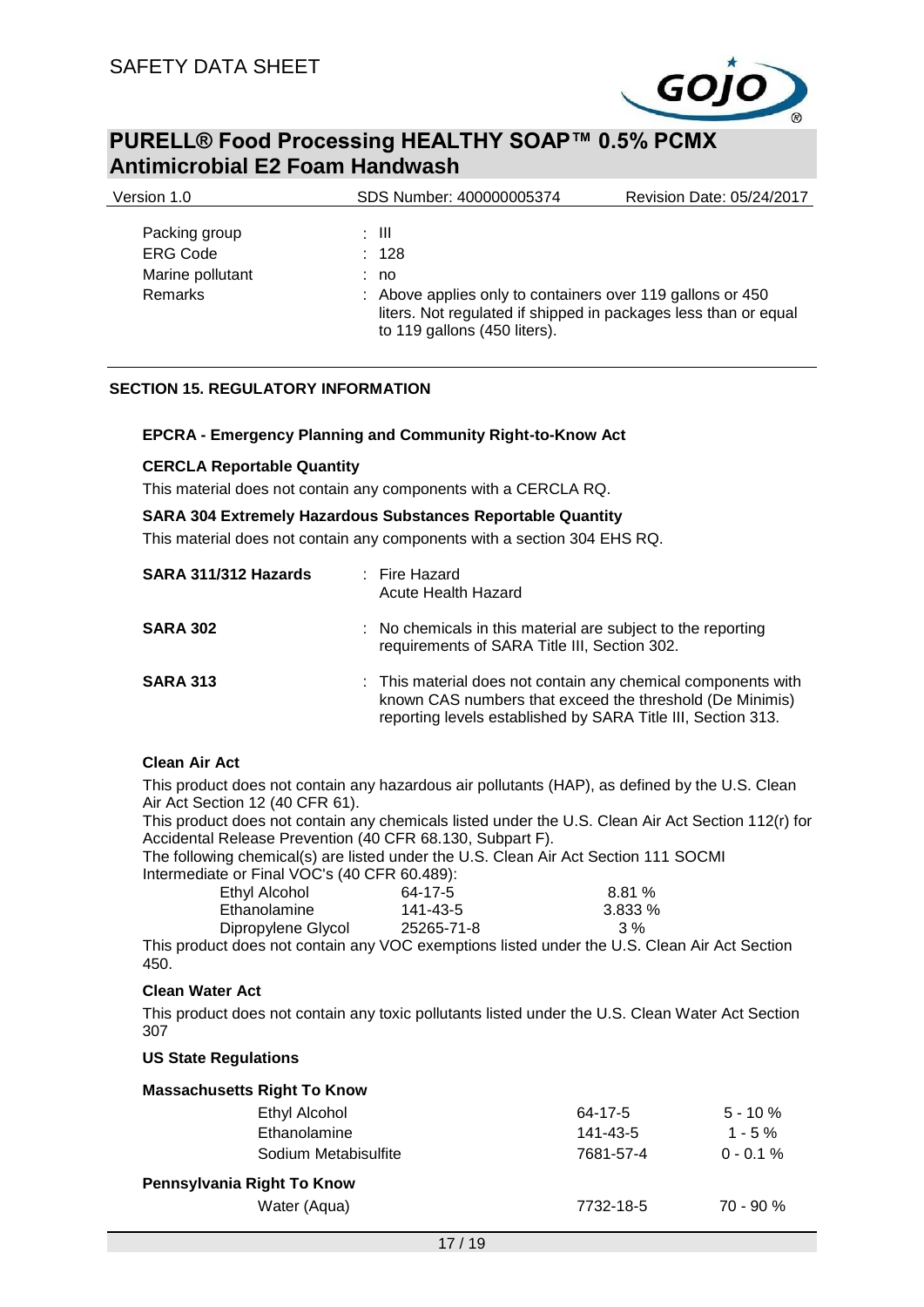| | |
|---|---|
| Packing group | : III |
| ERG Code | : 128 |
| Marine pollutant | : no |
| Remarks | : Above applies only to containers over 119 gallons or 450 liters. Not regulated if shipped in packages less than or equal to 119 gallons (450 liters). |

## SECTION 15. REGULATORY INFORMATION

### EPCRA - Emergency Planning and Community Right-to-Know Act

**CERCLA Reportable Quantity**

This material does not contain any components with a CERCLA RQ.

**SARA 304 Extremely Hazardous Substances Reportable Quantity**

This material does not contain any components with a section 304 EHS RQ.

| | |
|---|---|
| **SARA 311/312 Hazards** | : Fire Hazard<br>Acute Health Hazard |
| **SARA 302** | : No chemicals in this material are subject to the reporting requirements of SARA Title III, Section 302. |
| **SARA 313** | : This material does not contain any chemical components with known CAS numbers that exceed the threshold (De Minimis) reporting levels established by SARA Title III, Section 313. |

**Clean Air Act**

This product does not contain any hazardous air pollutants (HAP), as defined by the U.S. Clean Air Act Section 12 (40 CFR 61).

This product does not contain any chemicals listed under the U.S. Clean Air Act Section 112(r) for Accidental Release Prevention (40 CFR 68.130, Subpart F).

The following chemical(s) are listed under the U.S. Clean Air Act Section 111 SOCMI Intermediate or Final VOC's (40 CFR 60.489):

| | | |
|---|---|---|
| Ethyl Alcohol | 64-17-5 | 8.81 % |
| Ethanolamine | 141-43-5 | 3.833 % |
| Dipropylene Glycol | 25265-71-8 | 3 % |

This product does not contain any VOC exemptions listed under the U.S. Clean Air Act Section 450.

**Clean Water Act**

This product does not contain any toxic pollutants listed under the U.S. Clean Water Act Section 307

**US State Regulations**

**Massachusetts Right To Know**

| | | |
|---|---|---|
| Ethyl Alcohol | 64-17-5 | 5 - 10 % |
| Ethanolamine | 141-43-5 | 1 - 5 % |
| Sodium Metabisulfite | 7681-57-4 | 0 - 0.1 % |

**Pennsylvania Right To Know**

| | | |
|---|---|---|
| Water (Aqua) | 7732-18-5 | 70 - 90 % |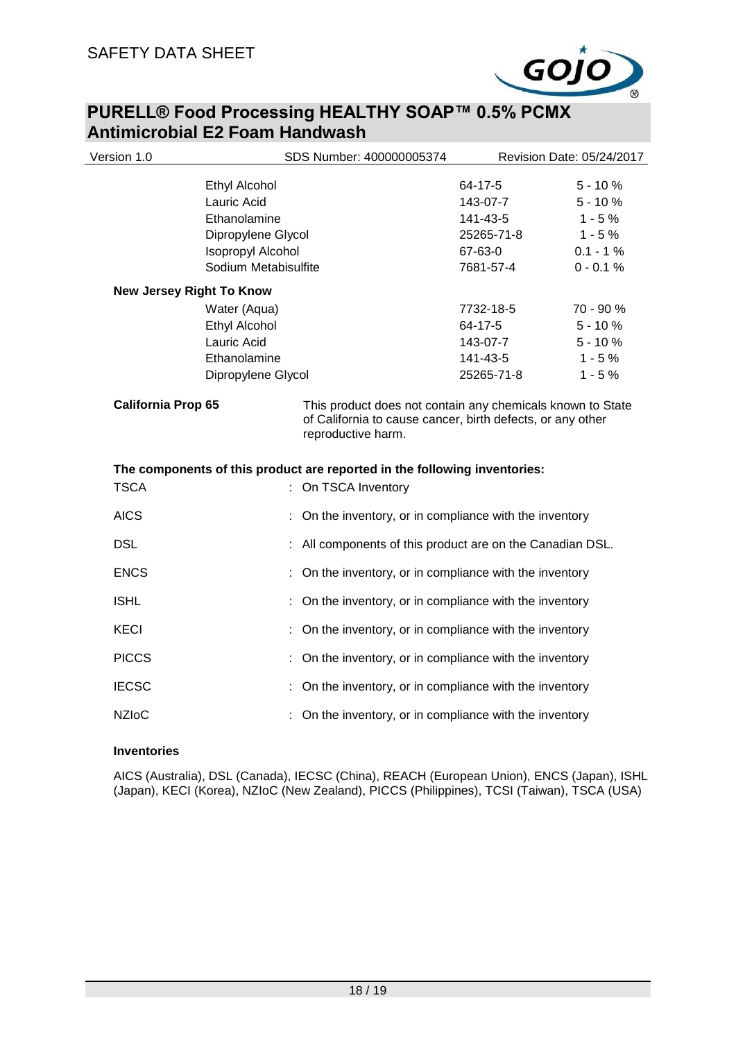| | | |
|---|---|---|
| Ethyl Alcohol | 64-17-5 | 5 - 10 % |
| Lauric Acid | 143-07-7 | 5 - 10 % |
| Ethanolamine | 141-43-5 | 1 - 5 % |
| Dipropylene Glycol | 25265-71-8 | 1 - 5 % |
| Isopropyl Alcohol | 67-63-0 | 0.1 - 1 % |
| Sodium Metabisulfite | 7681-57-4 | 0 - 0.1 % |

**New Jersey Right To Know**

| | | |
|---|---|---|
| Water (Aqua) | 7732-18-5 | 70 - 90 % |
| Ethyl Alcohol | 64-17-5 | 5 - 10 % |
| Lauric Acid | 143-07-7 | 5 - 10 % |
| Ethanolamine | 141-43-5 | 1 - 5 % |
| Dipropylene Glycol | 25265-71-8 | 1 - 5 % |

**California Prop 65** — This product does not contain any chemicals known to State of California to cause cancer, birth defects, or any other reproductive harm.

**The components of this product are reported in the following inventories:**

TSCA : On TSCA Inventory

AICS : On the inventory, or in compliance with the inventory

DSL : All components of this product are on the Canadian DSL.

ENCS : On the inventory, or in compliance with the inventory

ISHL : On the inventory, or in compliance with the inventory

KECI : On the inventory, or in compliance with the inventory

PICCS : On the inventory, or in compliance with the inventory

IECSC : On the inventory, or in compliance with the inventory

NZIoC : On the inventory, or in compliance with the inventory

**Inventories**

AICS (Australia), DSL (Canada), IECSC (China), REACH (European Union), ENCS (Japan), ISHL (Japan), KECI (Korea), NZIoC (New Zealand), PICCS (Philippines), TCSI (Taiwan), TSCA (USA)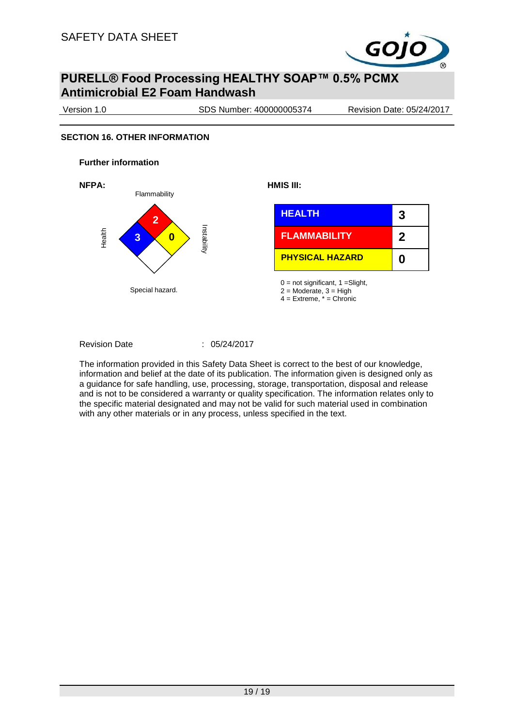## SECTION 16. OTHER INFORMATION

### Further information

**NFPA:**

Flammability

Health

Instability

2

3

0

Special hazard.

**HMIS III:**

| | |
|---|---|
| HEALTH | 3 |
| FLAMMABILITY | 2 |
| PHYSICAL HAZARD | 0 |

0 = not significant, 1 =Slight,
2 = Moderate, 3 = High
4 = Extreme, * = Chronic

Revision Date : 05/24/2017

The information provided in this Safety Data Sheet is correct to the best of our knowledge, information and belief at the date of its publication. The information given is designed only as a guidance for safe handling, use, processing, storage, transportation, disposal and release and is not to be considered a warranty or quality specification. The information relates only to the specific material designated and may not be valid for such material used in combination with any other materials or in any process, unless specified in the text.